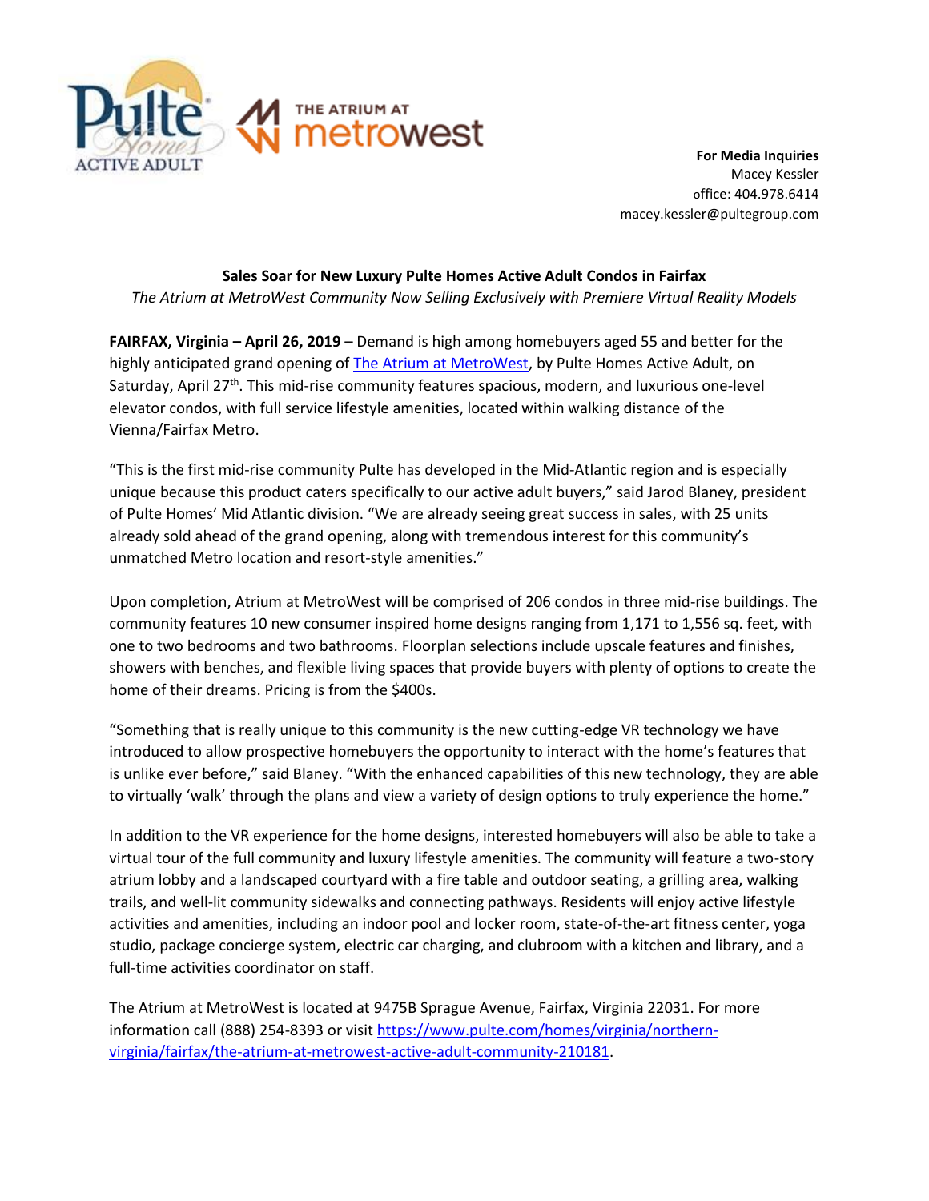**For Media Inquiries**
Macey Kessler
office: 404.978.6414
macey.kessler@pultegroup.com

**Sales Soar for New Luxury Pulte Homes Active Adult Condos in Fairfax**

*The Atrium at MetroWest Community Now Selling Exclusively with Premiere Virtual Reality Models*

**FAIRFAX, Virginia – April 26, 2019** – Demand is high among homebuyers aged 55 and better for the highly anticipated grand opening of [The Atrium at MetroWest](https://www.pulte.com/homes/virginia/northern-virginia/fairfax/the-atrium-at-metrowest-active-adult-community-210181), by Pulte Homes Active Adult, on Saturday, April 27th. This mid-rise community features spacious, modern, and luxurious one-level elevator condos, with full service lifestyle amenities, located within walking distance of the Vienna/Fairfax Metro.

"This is the first mid-rise community Pulte has developed in the Mid-Atlantic region and is especially unique because this product caters specifically to our active adult buyers," said Jarod Blaney, president of Pulte Homes' Mid Atlantic division. "We are already seeing great success in sales, with 25 units already sold ahead of the grand opening, along with tremendous interest for this community's unmatched Metro location and resort-style amenities."

Upon completion, Atrium at MetroWest will be comprised of 206 condos in three mid-rise buildings. The community features 10 new consumer inspired home designs ranging from 1,171 to 1,556 sq. feet, with one to two bedrooms and two bathrooms. Floorplan selections include upscale features and finishes, showers with benches, and flexible living spaces that provide buyers with plenty of options to create the home of their dreams. Pricing is from the $400s.

"Something that is really unique to this community is the new cutting-edge VR technology we have introduced to allow prospective homebuyers the opportunity to interact with the home's features that is unlike ever before," said Blaney. "With the enhanced capabilities of this new technology, they are able to virtually 'walk' through the plans and view a variety of design options to truly experience the home."

In addition to the VR experience for the home designs, interested homebuyers will also be able to take a virtual tour of the full community and luxury lifestyle amenities. The community will feature a two-story atrium lobby and a landscaped courtyard with a fire table and outdoor seating, a grilling area, walking trails, and well-lit community sidewalks and connecting pathways. Residents will enjoy active lifestyle activities and amenities, including an indoor pool and locker room, state-of-the-art fitness center, yoga studio, package concierge system, electric car charging, and clubroom with a kitchen and library, and a full-time activities coordinator on staff.

The Atrium at MetroWest is located at 9475B Sprague Avenue, Fairfax, Virginia 22031. For more information call (888) 254-8393 or visit [https://www.pulte.com/homes/virginia/northern-virginia/fairfax/the-atrium-at-metrowest-active-adult-community-210181](https://www.pulte.com/homes/virginia/northern-virginia/fairfax/the-atrium-at-metrowest-active-adult-community-210181).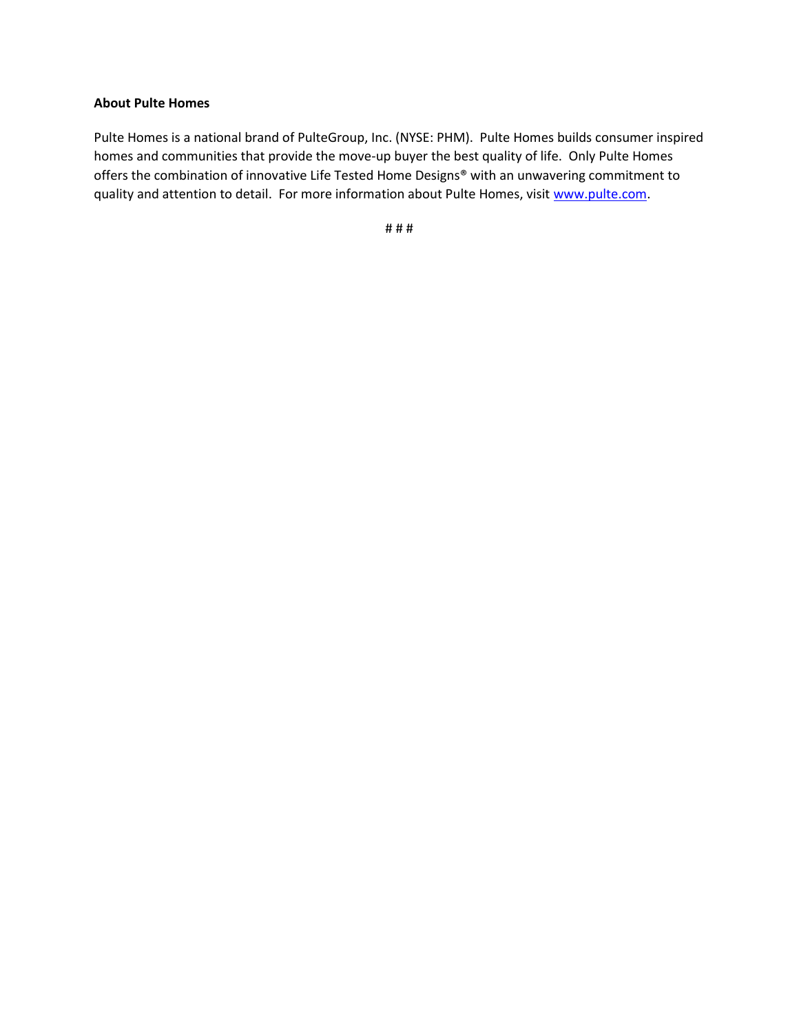**About Pulte Homes**

Pulte Homes is a national brand of PulteGroup, Inc. (NYSE: PHM). Pulte Homes builds consumer inspired homes and communities that provide the move-up buyer the best quality of life. Only Pulte Homes offers the combination of innovative Life Tested Home Designs® with an unwavering commitment to quality and attention to detail. For more information about Pulte Homes, visit [www.pulte.com](http://www.pulte.com).

# # #